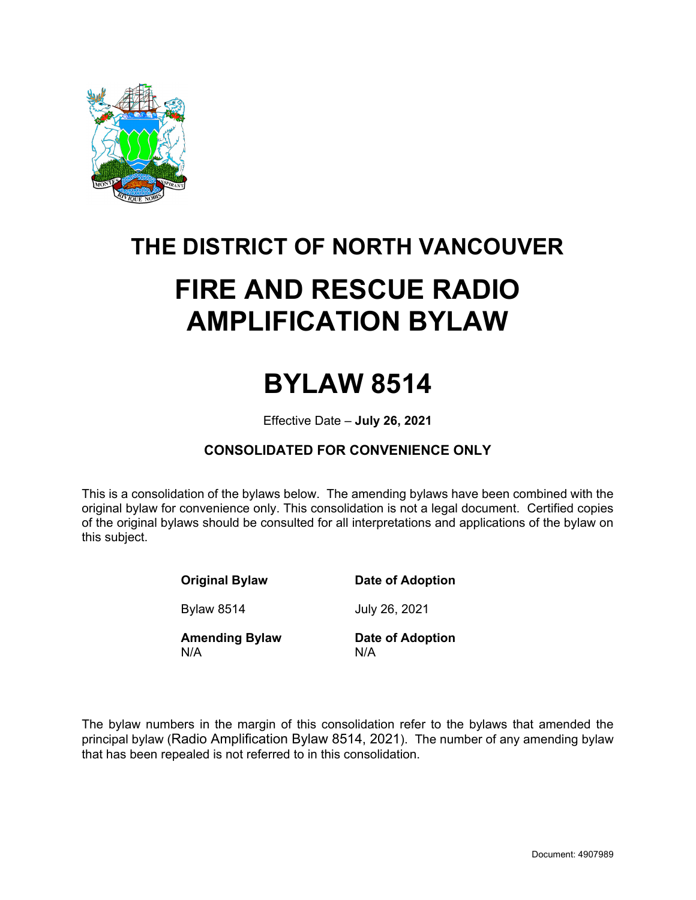# THE DISTRICT OF NORTH VANCOUVER

# FIRE AND RESCUE RADIO AMPLIFICATION BYLAW

# BYLAW 8514

Effective Date – **July 26, 2021**

**CONSOLIDATED FOR CONVENIENCE ONLY**

This is a consolidation of the bylaws below. The amending bylaws have been combined with the original bylaw for convenience only. This consolidation is not a legal document. Certified copies of the original bylaws should be consulted for all interpretations and applications of the bylaw on this subject.

| **Original Bylaw** | **Date of Adoption** |
| --- | --- |
| Bylaw 8514 | July 26, 2021 |
| **Amending Bylaw** | **Date of Adoption** |
| N/A | N/A |

The bylaw numbers in the margin of this consolidation refer to the bylaws that amended the principal bylaw (Radio Amplification Bylaw 8514, 2021). The number of any amending bylaw that has been repealed is not referred to in this consolidation.

Document: 4907989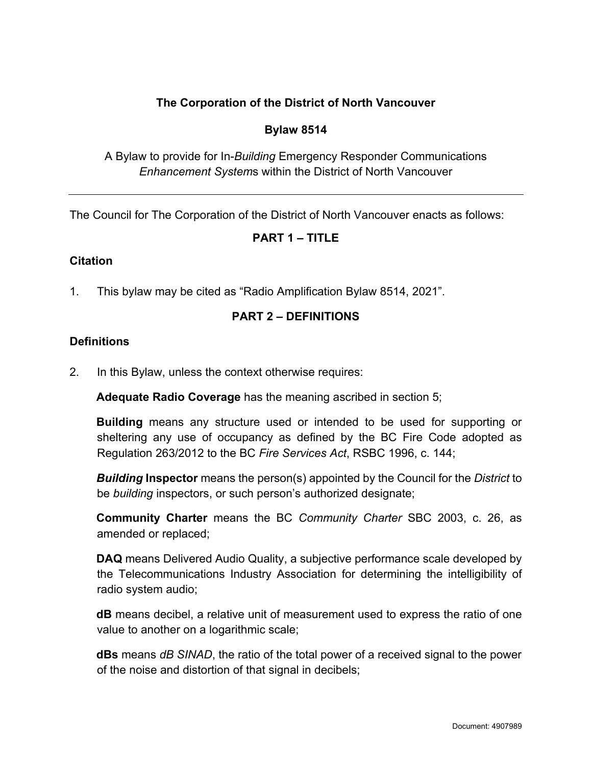**The Corporation of the District of North Vancouver**

**Bylaw 8514**

A Bylaw to provide for In-*Building* Emergency Responder Communications *Enhancement System*s within the District of North Vancouver

---

The Council for The Corporation of the District of North Vancouver enacts as follows:

## PART 1 – TITLE

### Citation

1. This bylaw may be cited as "Radio Amplification Bylaw 8514, 2021".

## PART 2 – DEFINITIONS

### Definitions

2. In this Bylaw, unless the context otherwise requires:

   **Adequate Radio Coverage** has the meaning ascribed in section 5;

   **Building** means any structure used or intended to be used for supporting or sheltering any use of occupancy as defined by the BC Fire Code adopted as Regulation 263/2012 to the BC *Fire Services Act*, RSBC 1996, c. 144;

   ***Building* Inspector** means the person(s) appointed by the Council for the *District* to be *building* inspectors, or such person's authorized designate;

   **Community Charter** means the BC *Community Charter* SBC 2003, c. 26, as amended or replaced;

   **DAQ** means Delivered Audio Quality, a subjective performance scale developed by the Telecommunications Industry Association for determining the intelligibility of radio system audio;

   **dB** means decibel, a relative unit of measurement used to express the ratio of one value to another on a logarithmic scale;

   **dBs** means *dB SINAD*, the ratio of the total power of a received signal to the power of the noise and distortion of that signal in decibels;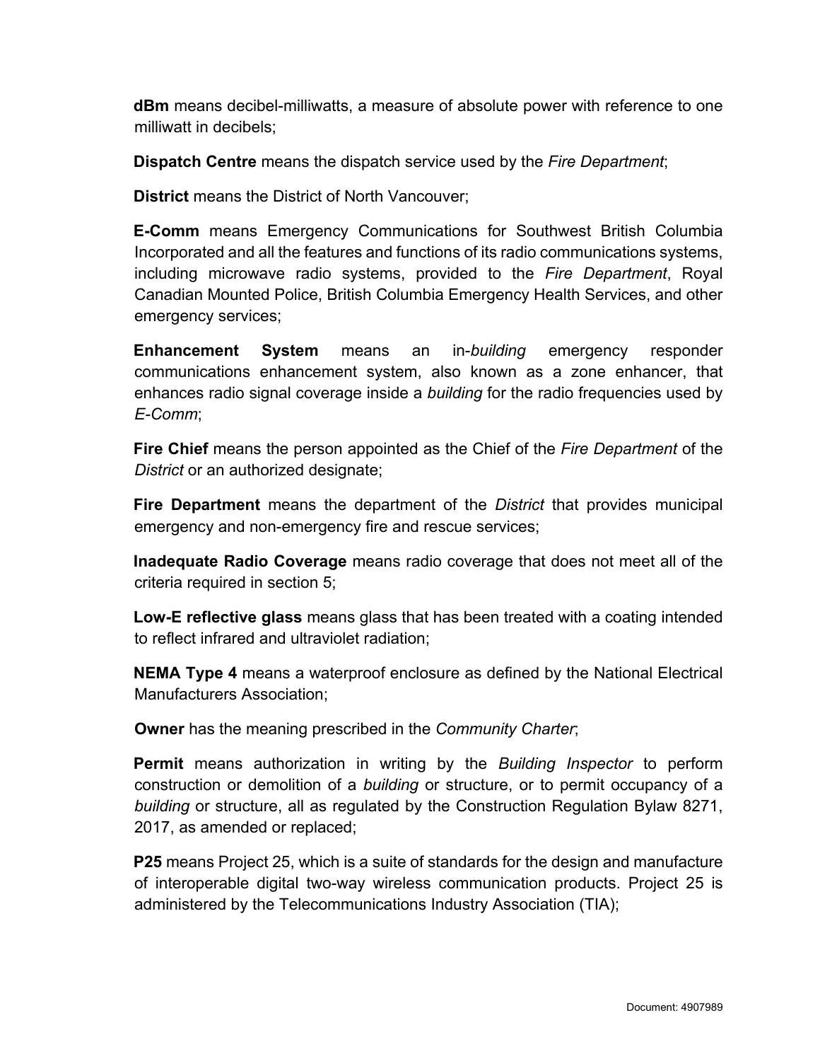**dBm** means decibel-milliwatts, a measure of absolute power with reference to one milliwatt in decibels;

**Dispatch Centre** means the dispatch service used by the *Fire Department*;

**District** means the District of North Vancouver;

**E-Comm** means Emergency Communications for Southwest British Columbia Incorporated and all the features and functions of its radio communications systems, including microwave radio systems, provided to the *Fire Department*, Royal Canadian Mounted Police, British Columbia Emergency Health Services, and other emergency services;

**Enhancement System** means an in-*building* emergency responder communications enhancement system, also known as a zone enhancer, that enhances radio signal coverage inside a *building* for the radio frequencies used by *E-Comm*;

**Fire Chief** means the person appointed as the Chief of the *Fire Department* of the *District* or an authorized designate;

**Fire Department** means the department of the *District* that provides municipal emergency and non-emergency fire and rescue services;

**Inadequate Radio Coverage** means radio coverage that does not meet all of the criteria required in section 5;

**Low-E reflective glass** means glass that has been treated with a coating intended to reflect infrared and ultraviolet radiation;

**NEMA Type 4** means a waterproof enclosure as defined by the National Electrical Manufacturers Association;

**Owner** has the meaning prescribed in the *Community Charter*;

**Permit** means authorization in writing by the *Building Inspector* to perform construction or demolition of a *building* or structure, or to permit occupancy of a *building* or structure, all as regulated by the Construction Regulation Bylaw 8271, 2017, as amended or replaced;

**P25** means Project 25, which is a suite of standards for the design and manufacture of interoperable digital two-way wireless communication products. Project 25 is administered by the Telecommunications Industry Association (TIA);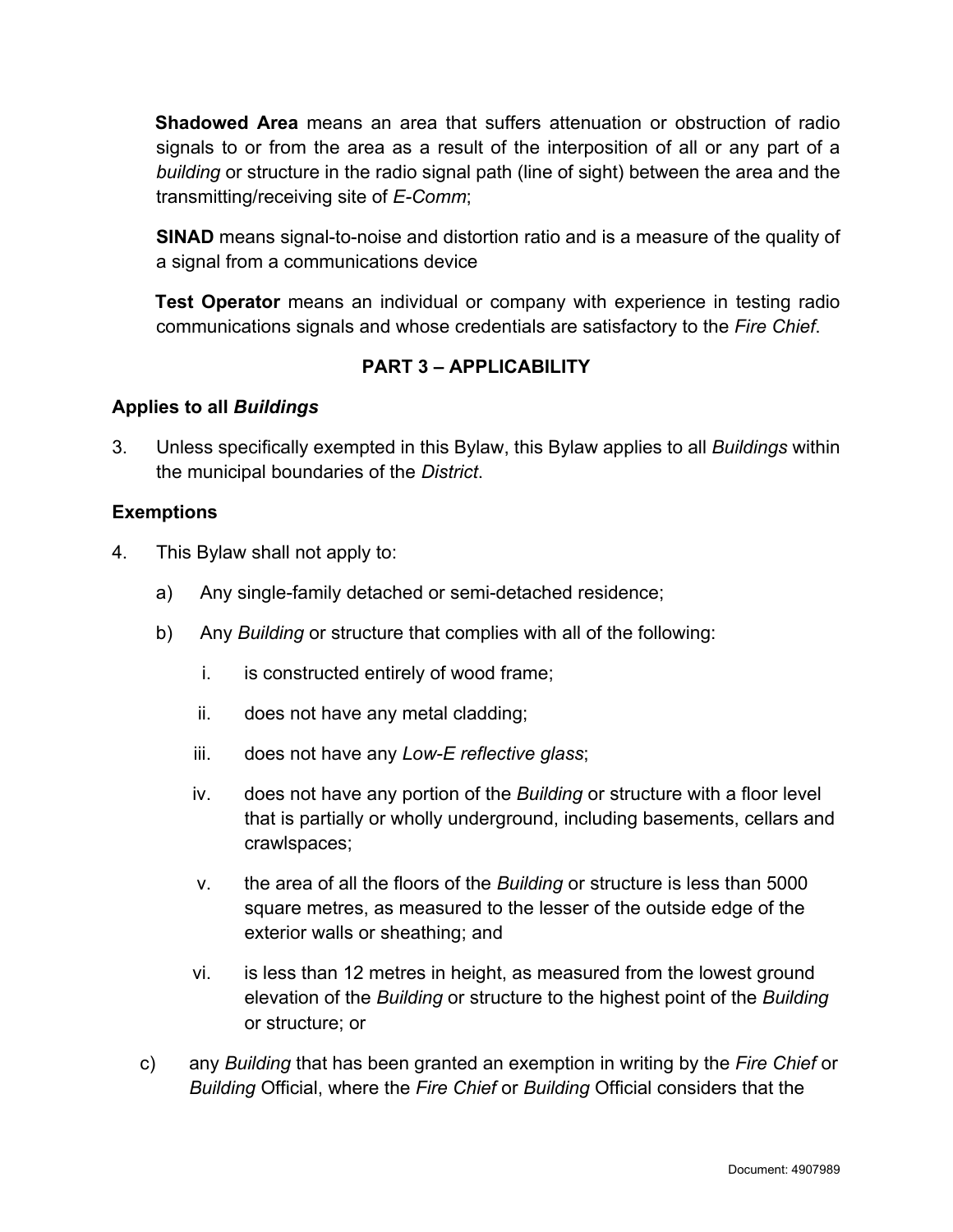**Shadowed Area** means an area that suffers attenuation or obstruction of radio signals to or from the area as a result of the interposition of all or any part of a *building* or structure in the radio signal path (line of sight) between the area and the transmitting/receiving site of *E-Comm*;

**SINAD** means signal-to-noise and distortion ratio and is a measure of the quality of a signal from a communications device

**Test Operator** means an individual or company with experience in testing radio communications signals and whose credentials are satisfactory to the *Fire Chief*.

## PART 3 – APPLICABILITY

### Applies to all *Buildings*

3. Unless specifically exempted in this Bylaw, this Bylaw applies to all *Buildings* within the municipal boundaries of the *District*.

### Exemptions

4. This Bylaw shall not apply to:

   a) Any single-family detached or semi-detached residence;

   b) Any *Building* or structure that complies with all of the following:

      i. is constructed entirely of wood frame;

      ii. does not have any metal cladding;

      iii. does not have any *Low-E reflective glass*;

      iv. does not have any portion of the *Building* or structure with a floor level that is partially or wholly underground, including basements, cellars and crawlspaces;

      v. the area of all the floors of the *Building* or structure is less than 5000 square metres, as measured to the lesser of the outside edge of the exterior walls or sheathing; and

      vi. is less than 12 metres in height, as measured from the lowest ground elevation of the *Building* or structure to the highest point of the *Building* or structure; or

   c) any *Building* that has been granted an exemption in writing by the *Fire Chief* or *Building* Official, where the *Fire Chief* or *Building* Official considers that the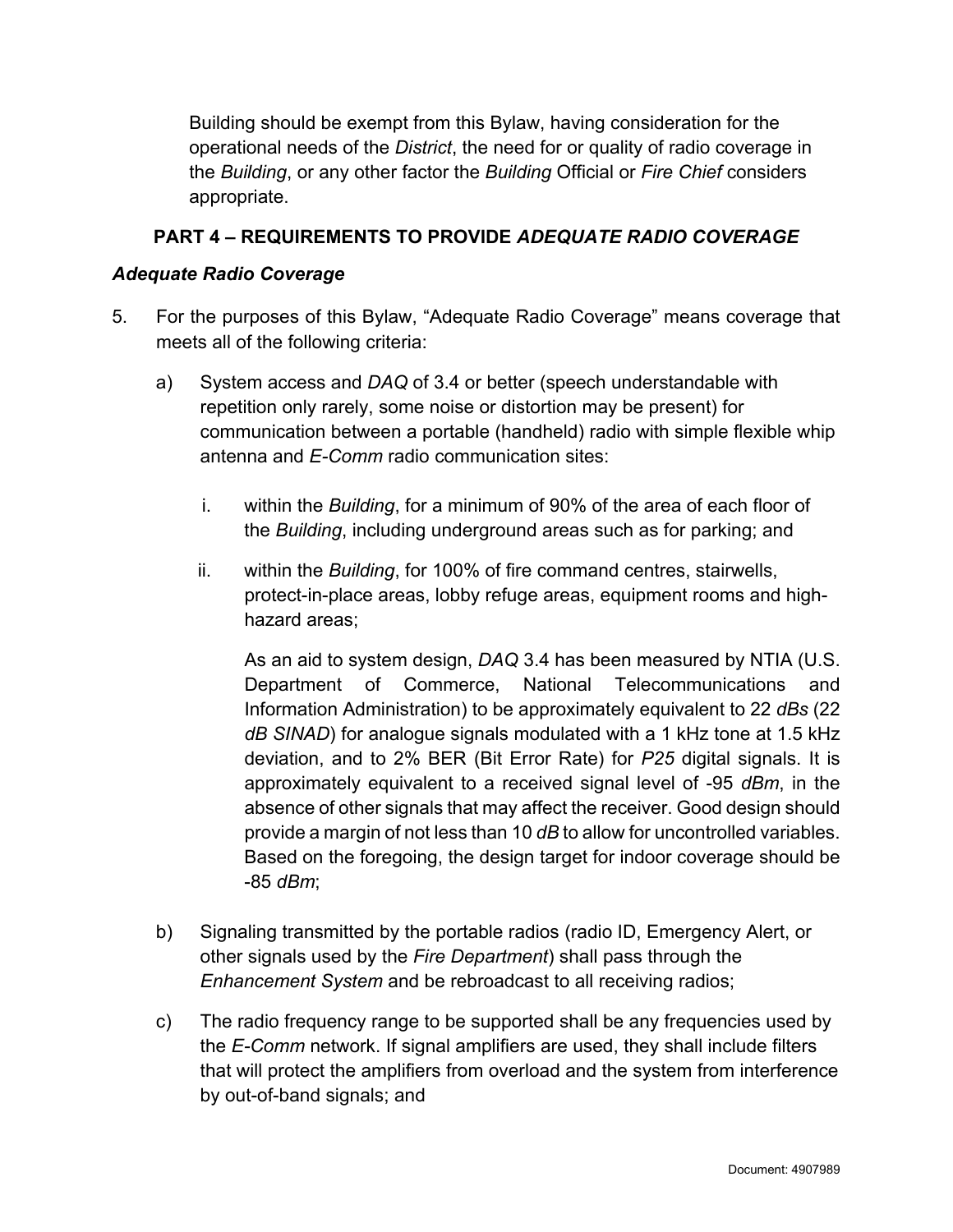Building should be exempt from this Bylaw, having consideration for the operational needs of the *District*, the need for or quality of radio coverage in the *Building*, or any other factor the *Building* Official or *Fire Chief* considers appropriate.

## PART 4 – REQUIREMENTS TO PROVIDE *ADEQUATE RADIO COVERAGE*

### *Adequate Radio Coverage*

5. For the purposes of this Bylaw, "Adequate Radio Coverage" means coverage that meets all of the following criteria:

   a) System access and *DAQ* of 3.4 or better (speech understandable with repetition only rarely, some noise or distortion may be present) for communication between a portable (handheld) radio with simple flexible whip antenna and *E-Comm* radio communication sites:

      i. within the *Building*, for a minimum of 90% of the area of each floor of the *Building*, including underground areas such as for parking; and

      ii. within the *Building*, for 100% of fire command centres, stairwells, protect-in-place areas, lobby refuge areas, equipment rooms and high-hazard areas;

      As an aid to system design, *DAQ* 3.4 has been measured by NTIA (U.S. Department of Commerce, National Telecommunications and Information Administration) to be approximately equivalent to 22 *dBs* (22 *dB SINAD*) for analogue signals modulated with a 1 kHz tone at 1.5 kHz deviation, and to 2% BER (Bit Error Rate) for *P25* digital signals. It is approximately equivalent to a received signal level of -95 *dBm*, in the absence of other signals that may affect the receiver. Good design should provide a margin of not less than 10 *dB* to allow for uncontrolled variables. Based on the foregoing, the design target for indoor coverage should be -85 *dBm*;

   b) Signaling transmitted by the portable radios (radio ID, Emergency Alert, or other signals used by the *Fire Department*) shall pass through the *Enhancement System* and be rebroadcast to all receiving radios;

   c) The radio frequency range to be supported shall be any frequencies used by the *E-Comm* network. If signal amplifiers are used, they shall include filters that will protect the amplifiers from overload and the system from interference by out-of-band signals; and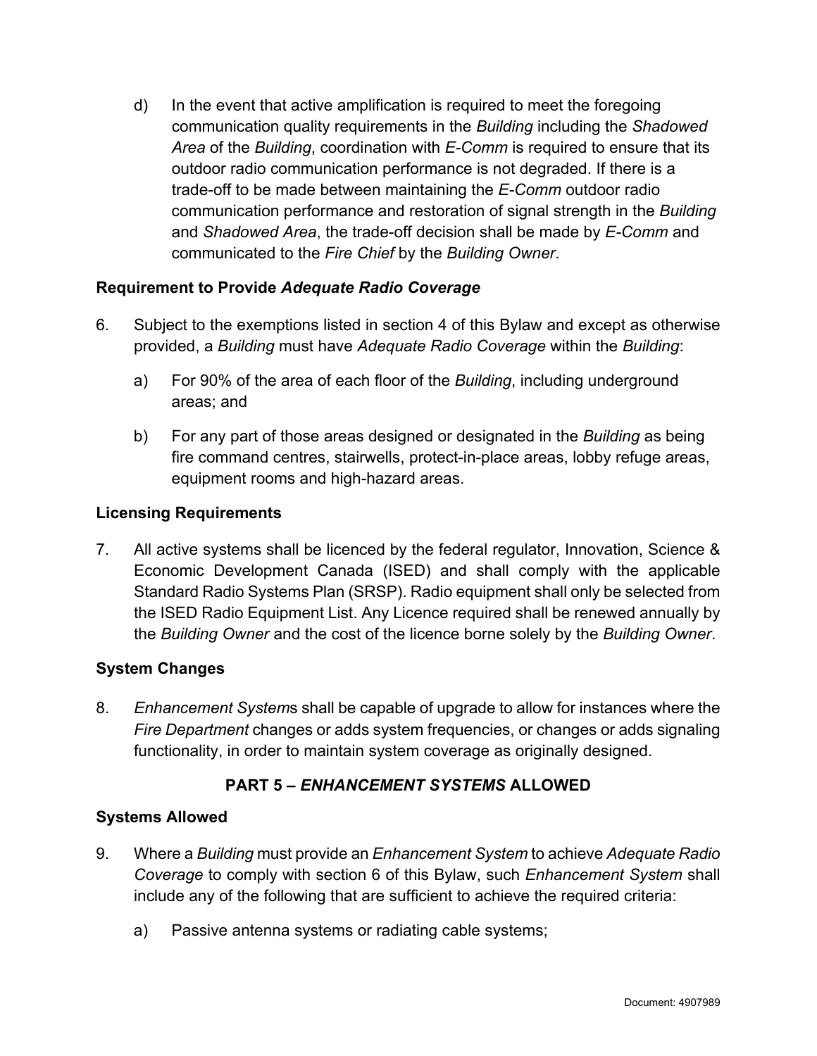d) In the event that active amplification is required to meet the foregoing communication quality requirements in the *Building* including the *Shadowed Area* of the *Building*, coordination with *E-Comm* is required to ensure that its outdoor radio communication performance is not degraded. If there is a trade-off to be made between maintaining the *E-Comm* outdoor radio communication performance and restoration of signal strength in the *Building* and *Shadowed Area*, the trade-off decision shall be made by *E-Comm* and communicated to the *Fire Chief* by the *Building Owner*.

**Requirement to Provide *Adequate Radio Coverage***

6. Subject to the exemptions listed in section 4 of this Bylaw and except as otherwise provided, a *Building* must have *Adequate Radio Coverage* within the *Building*:

   a) For 90% of the area of each floor of the *Building*, including underground areas; and

   b) For any part of those areas designed or designated in the *Building* as being fire command centres, stairwells, protect-in-place areas, lobby refuge areas, equipment rooms and high-hazard areas.

**Licensing Requirements**

7. All active systems shall be licenced by the federal regulator, Innovation, Science & Economic Development Canada (ISED) and shall comply with the applicable Standard Radio Systems Plan (SRSP). Radio equipment shall only be selected from the ISED Radio Equipment List. Any Licence required shall be renewed annually by the *Building Owner* and the cost of the licence borne solely by the *Building Owner*.

**System Changes**

8. *Enhancement System*s shall be capable of upgrade to allow for instances where the *Fire Department* changes or adds system frequencies, or changes or adds signaling functionality, in order to maintain system coverage as originally designed.

## PART 5 – *ENHANCEMENT SYSTEMS* ALLOWED

**Systems Allowed**

9. Where a *Building* must provide an *Enhancement System* to achieve *Adequate Radio Coverage* to comply with section 6 of this Bylaw, such *Enhancement System* shall include any of the following that are sufficient to achieve the required criteria:

   a) Passive antenna systems or radiating cable systems;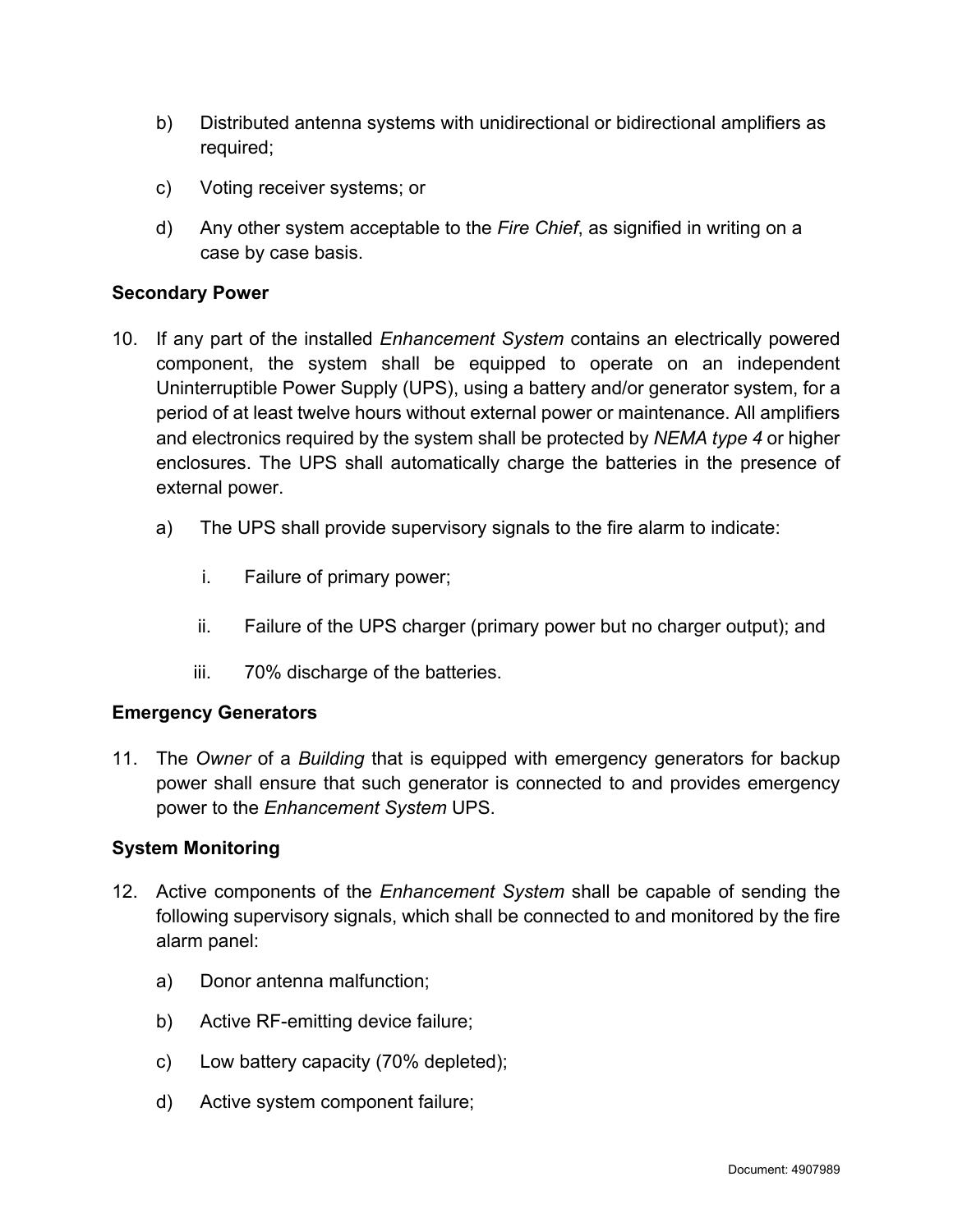b) Distributed antenna systems with unidirectional or bidirectional amplifiers as required;

c) Voting receiver systems; or

d) Any other system acceptable to the *Fire Chief*, as signified in writing on a case by case basis.

**Secondary Power**

10. If any part of the installed *Enhancement System* contains an electrically powered component, the system shall be equipped to operate on an independent Uninterruptible Power Supply (UPS), using a battery and/or generator system, for a period of at least twelve hours without external power or maintenance. All amplifiers and electronics required by the system shall be protected by *NEMA type 4* or higher enclosures. The UPS shall automatically charge the batteries in the presence of external power.

    a) The UPS shall provide supervisory signals to the fire alarm to indicate:

        i. Failure of primary power;

        ii. Failure of the UPS charger (primary power but no charger output); and

        iii. 70% discharge of the batteries.

**Emergency Generators**

11. The *Owner* of a *Building* that is equipped with emergency generators for backup power shall ensure that such generator is connected to and provides emergency power to the *Enhancement System* UPS.

**System Monitoring**

12. Active components of the *Enhancement System* shall be capable of sending the following supervisory signals, which shall be connected to and monitored by the fire alarm panel:

    a) Donor antenna malfunction;

    b) Active RF-emitting device failure;

    c) Low battery capacity (70% depleted);

    d) Active system component failure;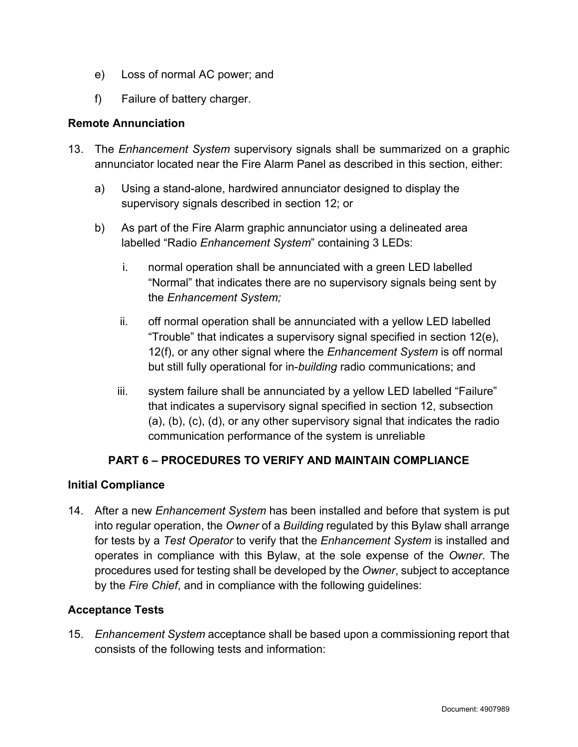e) Loss of normal AC power; and

f) Failure of battery charger.

**Remote Annunciation**

13. The *Enhancement System* supervisory signals shall be summarized on a graphic annunciator located near the Fire Alarm Panel as described in this section, either:

    a) Using a stand-alone, hardwired annunciator designed to display the supervisory signals described in section 12; or

    b) As part of the Fire Alarm graphic annunciator using a delineated area labelled "Radio *Enhancement System*" containing 3 LEDs:

        i. normal operation shall be annunciated with a green LED labelled "Normal" that indicates there are no supervisory signals being sent by the *Enhancement System;*

        ii. off normal operation shall be annunciated with a yellow LED labelled "Trouble" that indicates a supervisory signal specified in section 12(e), 12(f), or any other signal where the *Enhancement System* is off normal but still fully operational for in-*building* radio communications; and

        iii. system failure shall be annunciated by a yellow LED labelled "Failure" that indicates a supervisory signal specified in section 12, subsection (a), (b), (c), (d), or any other supervisory signal that indicates the radio communication performance of the system is unreliable

## PART 6 – PROCEDURES TO VERIFY AND MAINTAIN COMPLIANCE

**Initial Compliance**

14. After a new *Enhancement System* has been installed and before that system is put into regular operation, the *Owner* of a *Building* regulated by this Bylaw shall arrange for tests by a *Test Operator* to verify that the *Enhancement System* is installed and operates in compliance with this Bylaw, at the sole expense of the *Owner*. The procedures used for testing shall be developed by the *Owner*, subject to acceptance by the *Fire Chief*, and in compliance with the following guidelines:

**Acceptance Tests**

15. *Enhancement System* acceptance shall be based upon a commissioning report that consists of the following tests and information: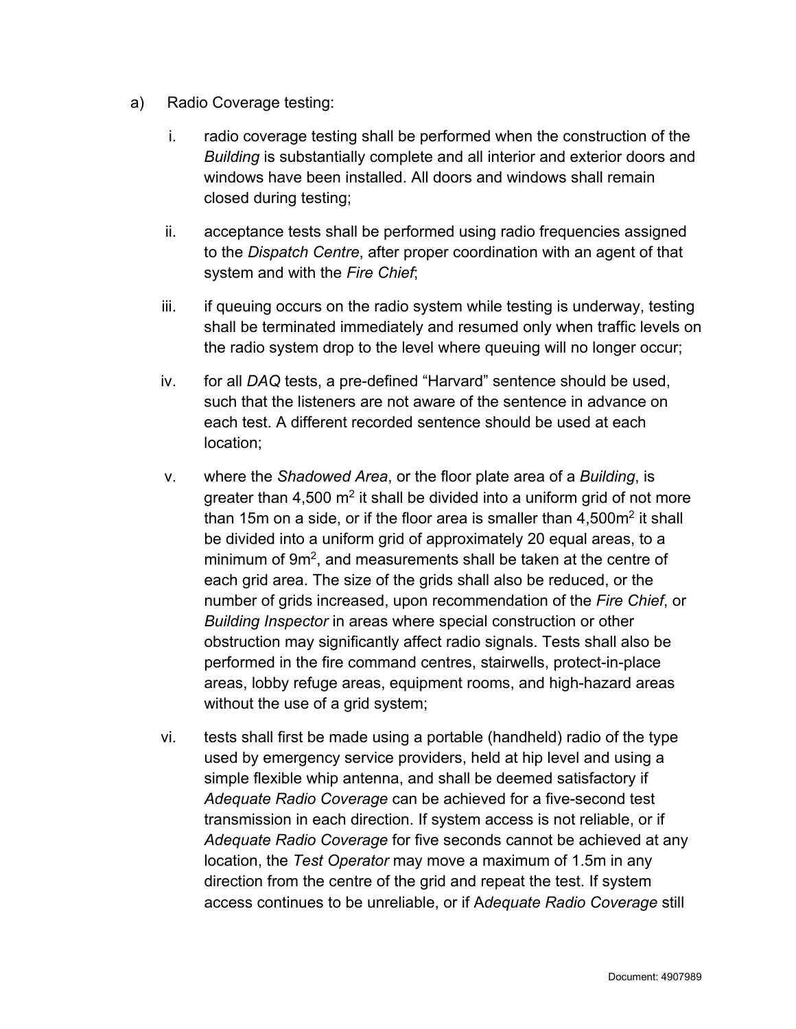a) Radio Coverage testing:

   i. radio coverage testing shall be performed when the construction of the *Building* is substantially complete and all interior and exterior doors and windows have been installed. All doors and windows shall remain closed during testing;

   ii. acceptance tests shall be performed using radio frequencies assigned to the *Dispatch Centre*, after proper coordination with an agent of that system and with the *Fire Chief*;

   iii. if queuing occurs on the radio system while testing is underway, testing shall be terminated immediately and resumed only when traffic levels on the radio system drop to the level where queuing will no longer occur;

   iv. for all *DAQ* tests, a pre-defined "Harvard" sentence should be used, such that the listeners are not aware of the sentence in advance on each test. A different recorded sentence should be used at each location;

   v. where the *Shadowed Area*, or the floor plate area of a *Building*, is greater than 4,500 $m^2$ it shall be divided into a uniform grid of not more than 15m on a side, or if the floor area is smaller than 4,500$m^2$ it shall be divided into a uniform grid of approximately 20 equal areas, to a minimum of 9$m^2$, and measurements shall be taken at the centre of each grid area. The size of the grids shall also be reduced, or the number of grids increased, upon recommendation of the *Fire Chief*, or *Building Inspector* in areas where special construction or other obstruction may significantly affect radio signals. Tests shall also be performed in the fire command centres, stairwells, protect-in-place areas, lobby refuge areas, equipment rooms, and high-hazard areas without the use of a grid system;

   vi. tests shall first be made using a portable (handheld) radio of the type used by emergency service providers, held at hip level and using a simple flexible whip antenna, and shall be deemed satisfactory if *Adequate Radio Coverage* can be achieved for a five-second test transmission in each direction. If system access is not reliable, or if *Adequate Radio Coverage* for five seconds cannot be achieved at any location, the *Test Operator* may move a maximum of 1.5m in any direction from the centre of the grid and repeat the test. If system access continues to be unreliable, or if A*dequate Radio Coverage* still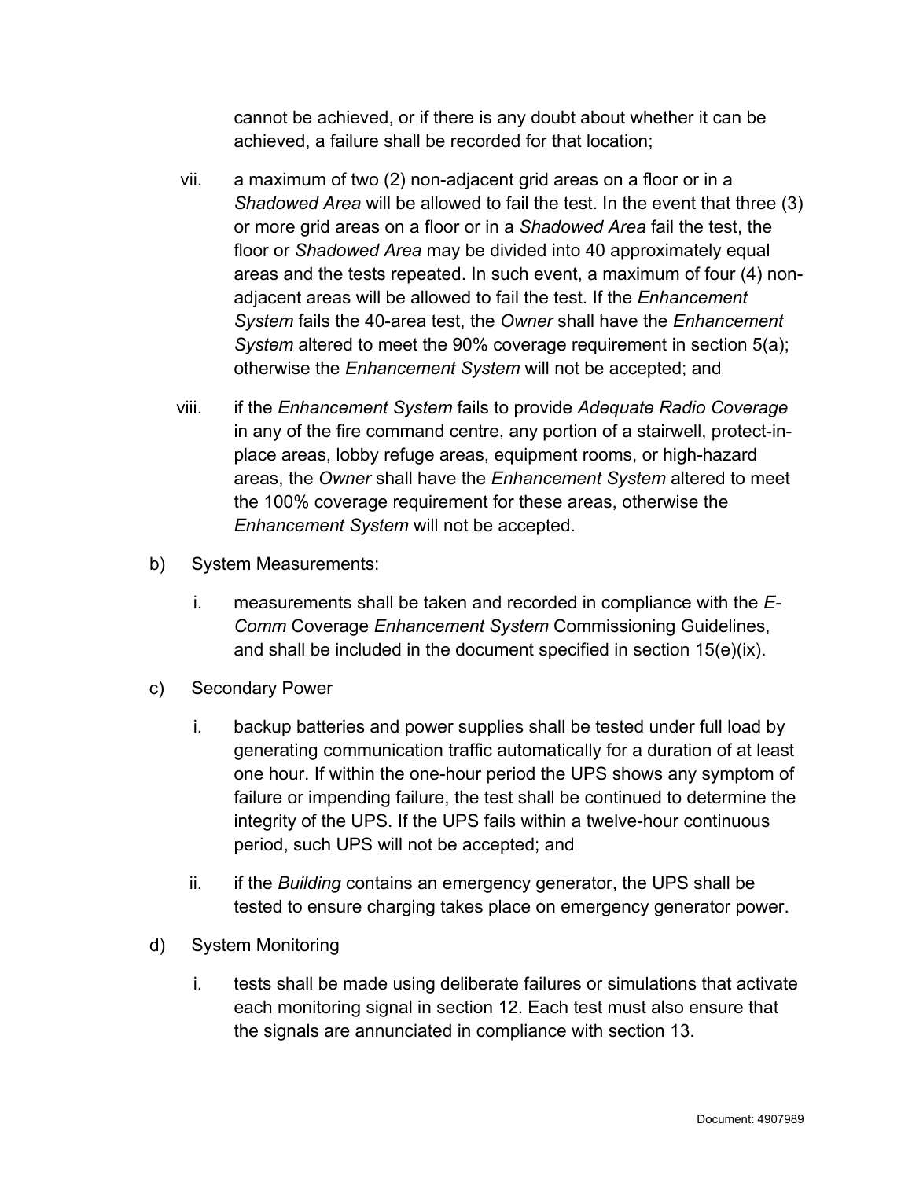cannot be achieved, or if there is any doubt about whether it can be achieved, a failure shall be recorded for that location;

vii. a maximum of two (2) non-adjacent grid areas on a floor or in a *Shadowed Area* will be allowed to fail the test. In the event that three (3) or more grid areas on a floor or in a *Shadowed Area* fail the test, the floor or *Shadowed Area* may be divided into 40 approximately equal areas and the tests repeated. In such event, a maximum of four (4) non-adjacent areas will be allowed to fail the test. If the *Enhancement System* fails the 40-area test, the *Owner* shall have the *Enhancement System* altered to meet the 90% coverage requirement in section 5(a); otherwise the *Enhancement System* will not be accepted; and

viii. if the *Enhancement System* fails to provide *Adequate Radio Coverage* in any of the fire command centre, any portion of a stairwell, protect-in-place areas, lobby refuge areas, equipment rooms, or high-hazard areas, the *Owner* shall have the *Enhancement System* altered to meet the 100% coverage requirement for these areas, otherwise the *Enhancement System* will not be accepted.

b) System Measurements:

i. measurements shall be taken and recorded in compliance with the *E-Comm* Coverage *Enhancement System* Commissioning Guidelines, and shall be included in the document specified in section 15(e)(ix).

c) Secondary Power

i. backup batteries and power supplies shall be tested under full load by generating communication traffic automatically for a duration of at least one hour. If within the one-hour period the UPS shows any symptom of failure or impending failure, the test shall be continued to determine the integrity of the UPS. If the UPS fails within a twelve-hour continuous period, such UPS will not be accepted; and

ii. if the *Building* contains an emergency generator, the UPS shall be tested to ensure charging takes place on emergency generator power.

d) System Monitoring

i. tests shall be made using deliberate failures or simulations that activate each monitoring signal in section 12. Each test must also ensure that the signals are annunciated in compliance with section 13.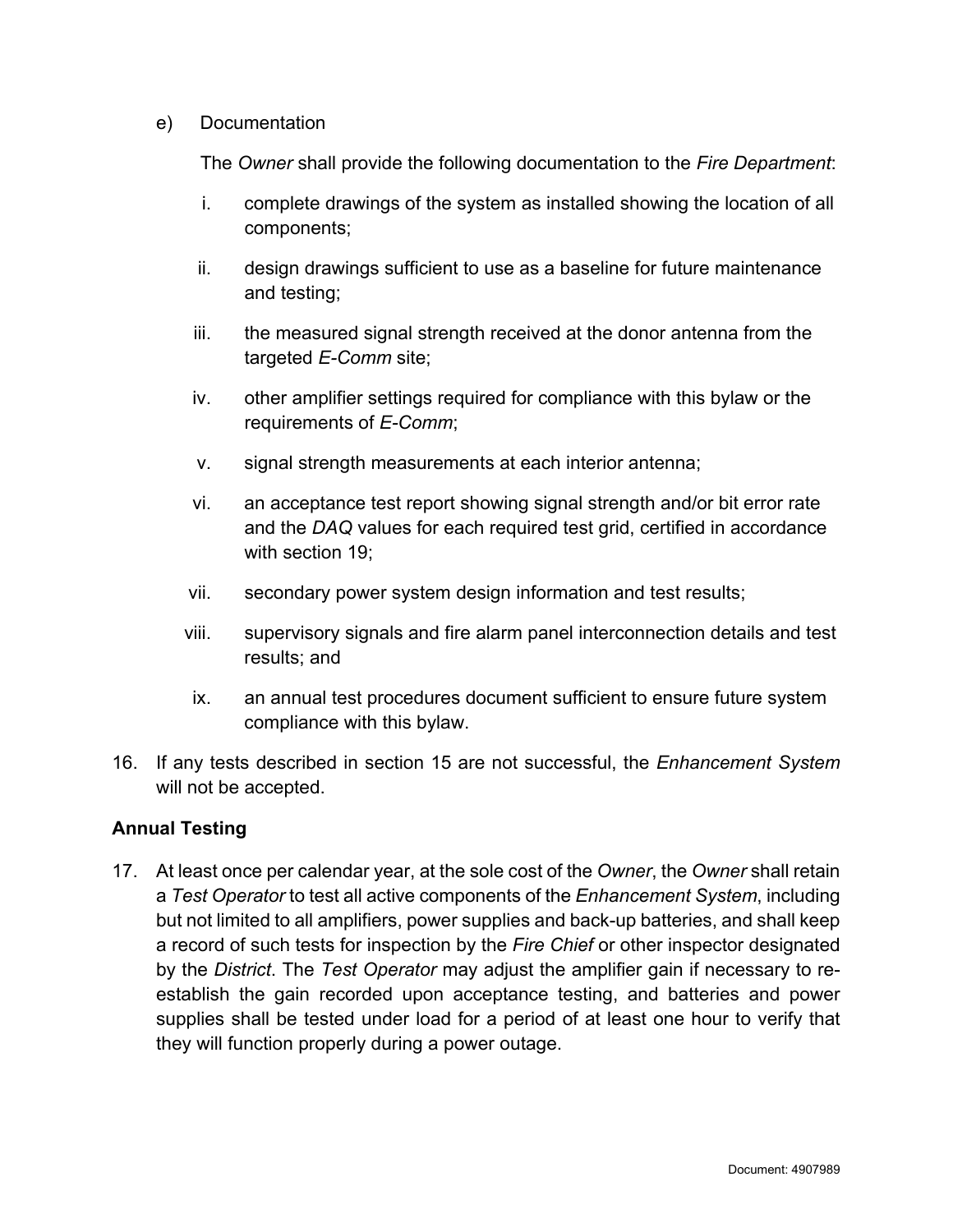e) Documentation

The *Owner* shall provide the following documentation to the *Fire Department*:

i. complete drawings of the system as installed showing the location of all components;

ii. design drawings sufficient to use as a baseline for future maintenance and testing;

iii. the measured signal strength received at the donor antenna from the targeted *E-Comm* site;

iv. other amplifier settings required for compliance with this bylaw or the requirements of *E-Comm*;

v. signal strength measurements at each interior antenna;

vi. an acceptance test report showing signal strength and/or bit error rate and the *DAQ* values for each required test grid, certified in accordance with section 19;

vii. secondary power system design information and test results;

viii. supervisory signals and fire alarm panel interconnection details and test results; and

ix. an annual test procedures document sufficient to ensure future system compliance with this bylaw.

16. If any tests described in section 15 are not successful, the *Enhancement System* will not be accepted.

**Annual Testing**

17. At least once per calendar year, at the sole cost of the *Owner*, the *Owner* shall retain a *Test Operator* to test all active components of the *Enhancement System*, including but not limited to all amplifiers, power supplies and back-up batteries, and shall keep a record of such tests for inspection by the *Fire Chief* or other inspector designated by the *District*. The *Test Operator* may adjust the amplifier gain if necessary to re-establish the gain recorded upon acceptance testing, and batteries and power supplies shall be tested under load for a period of at least one hour to verify that they will function properly during a power outage.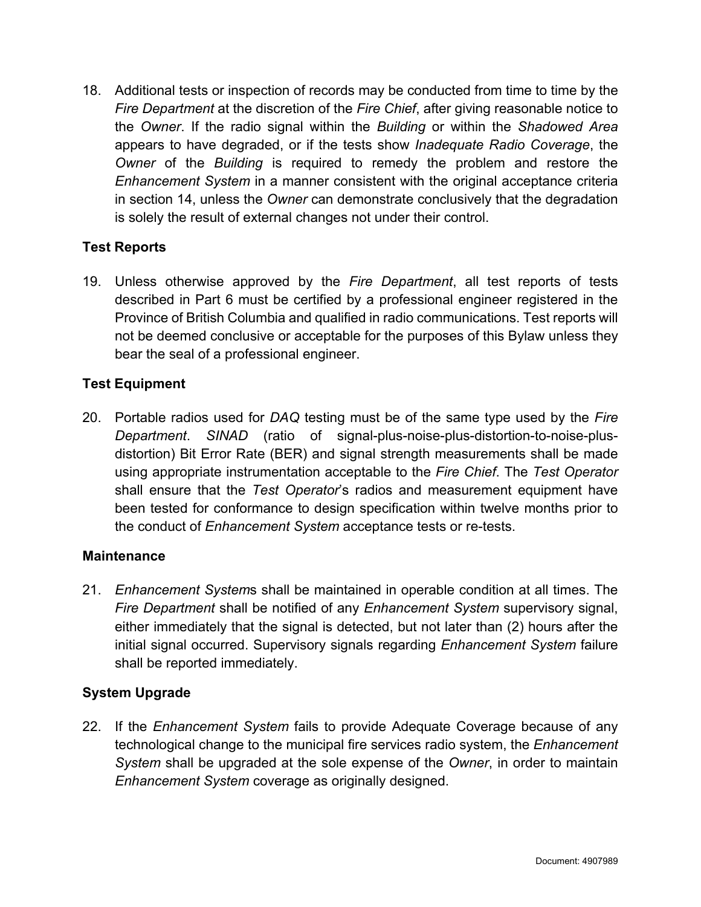18. Additional tests or inspection of records may be conducted from time to time by the *Fire Department* at the discretion of the *Fire Chief*, after giving reasonable notice to the *Owner*. If the radio signal within the *Building* or within the *Shadowed Area* appears to have degraded, or if the tests show *Inadequate Radio Coverage*, the *Owner* of the *Building* is required to remedy the problem and restore the *Enhancement System* in a manner consistent with the original acceptance criteria in section 14, unless the *Owner* can demonstrate conclusively that the degradation is solely the result of external changes not under their control.

**Test Reports**

19. Unless otherwise approved by the *Fire Department*, all test reports of tests described in Part 6 must be certified by a professional engineer registered in the Province of British Columbia and qualified in radio communications. Test reports will not be deemed conclusive or acceptable for the purposes of this Bylaw unless they bear the seal of a professional engineer.

**Test Equipment**

20. Portable radios used for *DAQ* testing must be of the same type used by the *Fire Department*. *SINAD* (ratio of signal-plus-noise-plus-distortion-to-noise-plus-distortion) Bit Error Rate (BER) and signal strength measurements shall be made using appropriate instrumentation acceptable to the *Fire Chief*. The *Test Operator* shall ensure that the *Test Operator*'s radios and measurement equipment have been tested for conformance to design specification within twelve months prior to the conduct of *Enhancement System* acceptance tests or re-tests.

**Maintenance**

21. *Enhancement System*s shall be maintained in operable condition at all times. The *Fire Department* shall be notified of any *Enhancement System* supervisory signal, either immediately that the signal is detected, but not later than (2) hours after the initial signal occurred. Supervisory signals regarding *Enhancement System* failure shall be reported immediately.

**System Upgrade**

22. If the *Enhancement System* fails to provide Adequate Coverage because of any technological change to the municipal fire services radio system, the *Enhancement System* shall be upgraded at the sole expense of the *Owner*, in order to maintain *Enhancement System* coverage as originally designed.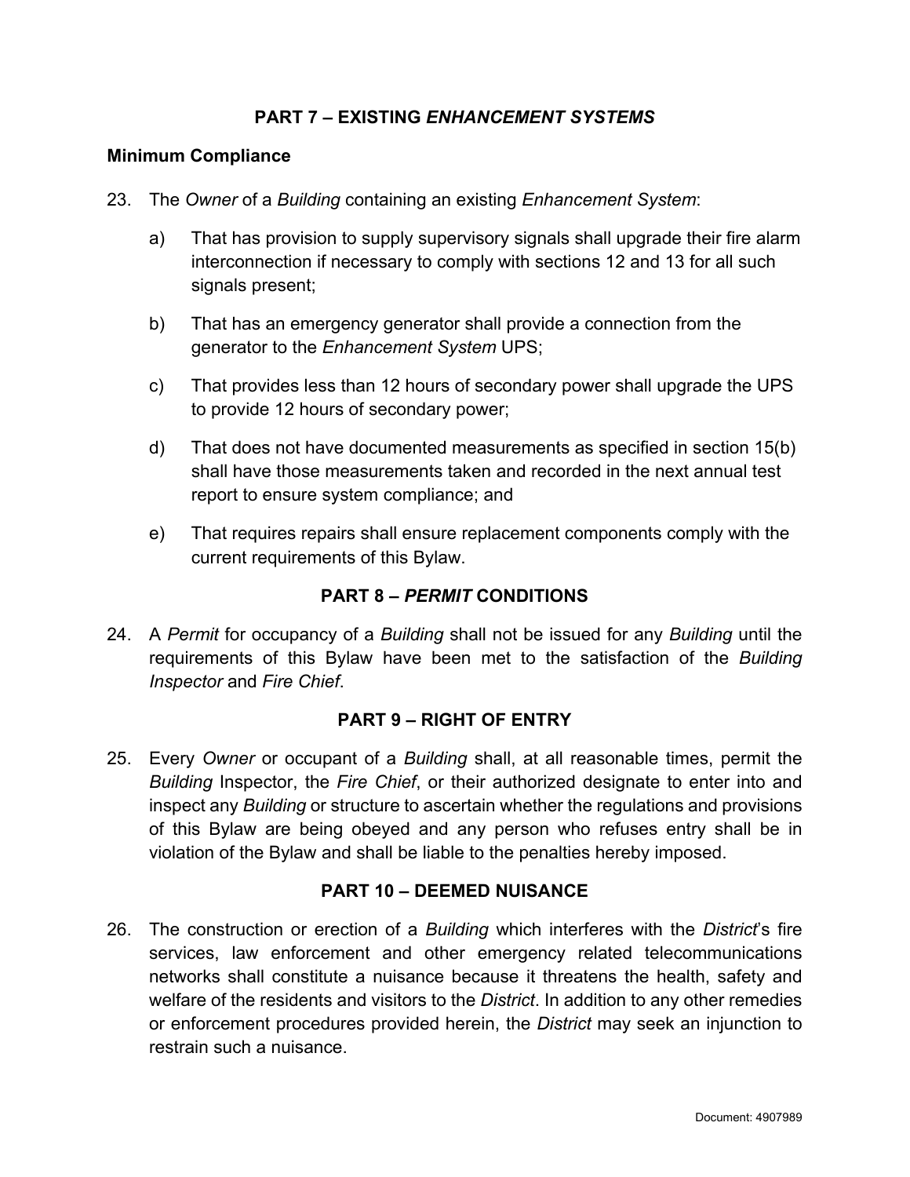## PART 7 – EXISTING *ENHANCEMENT SYSTEMS*

### Minimum Compliance

23. The *Owner* of a *Building* containing an existing *Enhancement System*:

    a) That has provision to supply supervisory signals shall upgrade their fire alarm interconnection if necessary to comply with sections 12 and 13 for all such signals present;

    b) That has an emergency generator shall provide a connection from the generator to the *Enhancement System* UPS;

    c) That provides less than 12 hours of secondary power shall upgrade the UPS to provide 12 hours of secondary power;

    d) That does not have documented measurements as specified in section 15(b) shall have those measurements taken and recorded in the next annual test report to ensure system compliance; and

    e) That requires repairs shall ensure replacement components comply with the current requirements of this Bylaw.

## PART 8 – *PERMIT* CONDITIONS

24. A *Permit* for occupancy of a *Building* shall not be issued for any *Building* until the requirements of this Bylaw have been met to the satisfaction of the *Building Inspector* and *Fire Chief*.

## PART 9 – RIGHT OF ENTRY

25. Every *Owner* or occupant of a *Building* shall, at all reasonable times, permit the *Building* Inspector, the *Fire Chief*, or their authorized designate to enter into and inspect any *Building* or structure to ascertain whether the regulations and provisions of this Bylaw are being obeyed and any person who refuses entry shall be in violation of the Bylaw and shall be liable to the penalties hereby imposed.

## PART 10 – DEEMED NUISANCE

26. The construction or erection of a *Building* which interferes with the *District*'s fire services, law enforcement and other emergency related telecommunications networks shall constitute a nuisance because it threatens the health, safety and welfare of the residents and visitors to the *District*. In addition to any other remedies or enforcement procedures provided herein, the *District* may seek an injunction to restrain such a nuisance.

Document: 4907989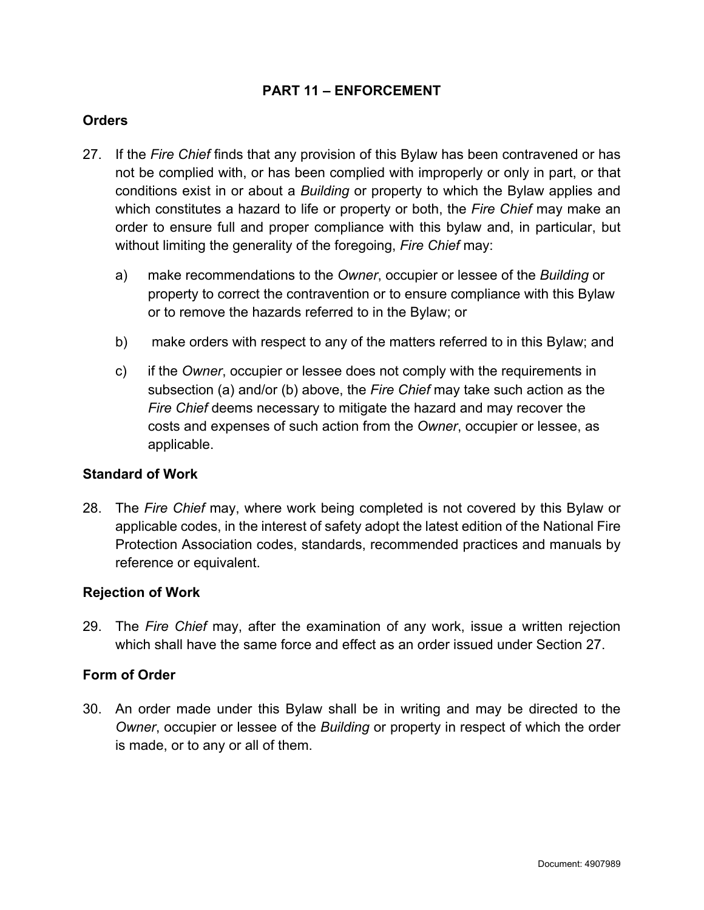## PART 11 – ENFORCEMENT

### Orders

27. If the *Fire Chief* finds that any provision of this Bylaw has been contravened or has not be complied with, or has been complied with improperly or only in part, or that conditions exist in or about a *Building* or property to which the Bylaw applies and which constitutes a hazard to life or property or both, the *Fire Chief* may make an order to ensure full and proper compliance with this bylaw and, in particular, but without limiting the generality of the foregoing, *Fire Chief* may:

    a) make recommendations to the *Owner*, occupier or lessee of the *Building* or property to correct the contravention or to ensure compliance with this Bylaw or to remove the hazards referred to in the Bylaw; or

    b) make orders with respect to any of the matters referred to in this Bylaw; and

    c) if the *Owner*, occupier or lessee does not comply with the requirements in subsection (a) and/or (b) above, the *Fire Chief* may take such action as the *Fire Chief* deems necessary to mitigate the hazard and may recover the costs and expenses of such action from the *Owner*, occupier or lessee, as applicable.

### Standard of Work

28. The *Fire Chief* may, where work being completed is not covered by this Bylaw or applicable codes, in the interest of safety adopt the latest edition of the National Fire Protection Association codes, standards, recommended practices and manuals by reference or equivalent.

### Rejection of Work

29. The *Fire Chief* may, after the examination of any work, issue a written rejection which shall have the same force and effect as an order issued under Section 27.

### Form of Order

30. An order made under this Bylaw shall be in writing and may be directed to the *Owner*, occupier or lessee of the *Building* or property in respect of which the order is made, or to any or all of them.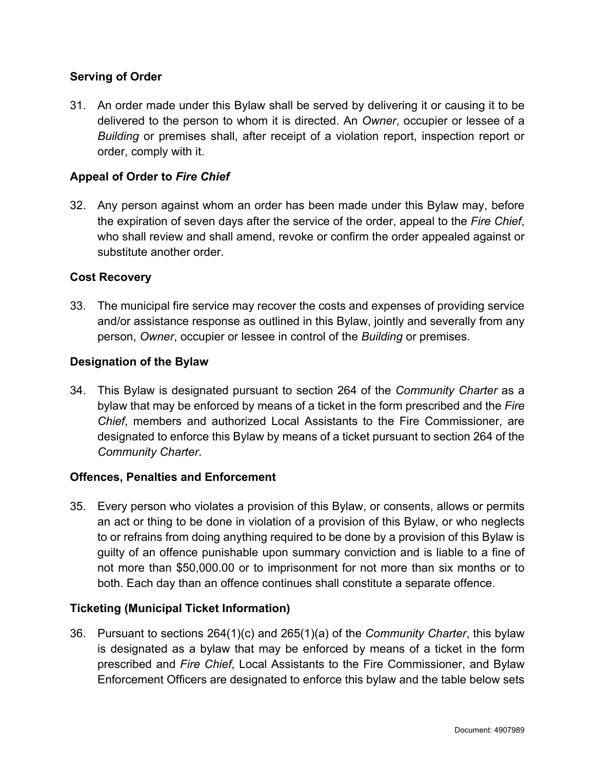### Serving of Order

31. An order made under this Bylaw shall be served by delivering it or causing it to be delivered to the person to whom it is directed. An *Owner*, occupier or lessee of a *Building* or premises shall, after receipt of a violation report, inspection report or order, comply with it.

### Appeal of Order to *Fire Chief*

32. Any person against whom an order has been made under this Bylaw may, before the expiration of seven days after the service of the order, appeal to the *Fire Chief*, who shall review and shall amend, revoke or confirm the order appealed against or substitute another order.

### Cost Recovery

33. The municipal fire service may recover the costs and expenses of providing service and/or assistance response as outlined in this Bylaw, jointly and severally from any person, *Owner*, occupier or lessee in control of the *Building* or premises.

### Designation of the Bylaw

34. This Bylaw is designated pursuant to section 264 of the *Community Charter* as a bylaw that may be enforced by means of a ticket in the form prescribed and the *Fire Chief*, members and authorized Local Assistants to the Fire Commissioner, are designated to enforce this Bylaw by means of a ticket pursuant to section 264 of the *Community Charter*.

### Offences, Penalties and Enforcement

35. Every person who violates a provision of this Bylaw, or consents, allows or permits an act or thing to be done in violation of a provision of this Bylaw, or who neglects to or refrains from doing anything required to be done by a provision of this Bylaw is guilty of an offence punishable upon summary conviction and is liable to a fine of not more than $50,000.00 or to imprisonment for not more than six months or to both. Each day than an offence continues shall constitute a separate offence.

### Ticketing (Municipal Ticket Information)

36. Pursuant to sections 264(1)(c) and 265(1)(a) of the *Community Charter*, this bylaw is designated as a bylaw that may be enforced by means of a ticket in the form prescribed and *Fire Chief*, Local Assistants to the Fire Commissioner, and Bylaw Enforcement Officers are designated to enforce this bylaw and the table below sets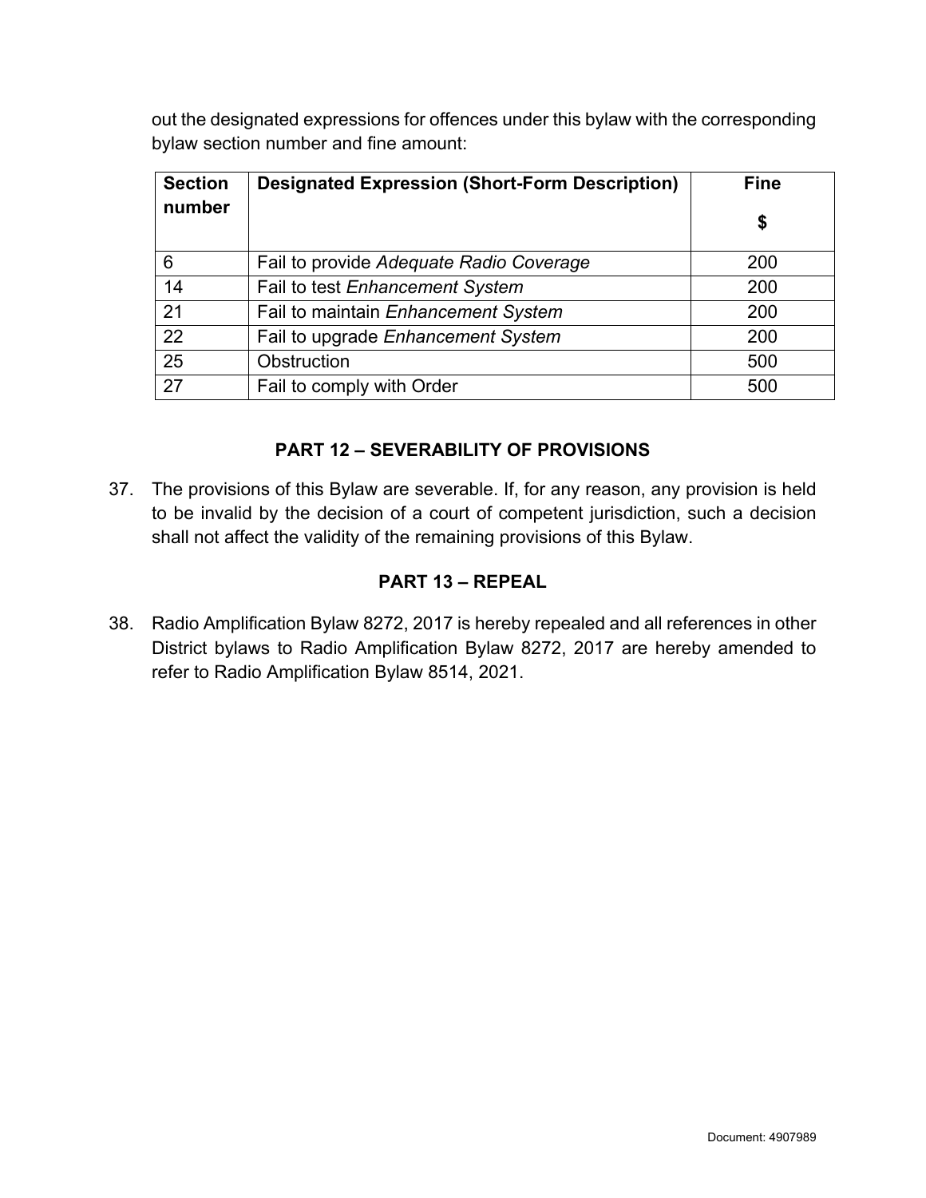out the designated expressions for offences under this bylaw with the corresponding bylaw section number and fine amount:

| Section number | Designated Expression (Short-Form Description) | Fine $ |
|---|---|---|
| 6 | Fail to provide *Adequate Radio Coverage* | 200 |
| 14 | Fail to test *Enhancement System* | 200 |
| 21 | Fail to maintain *Enhancement System* | 200 |
| 22 | Fail to upgrade *Enhancement System* | 200 |
| 25 | Obstruction | 500 |
| 27 | Fail to comply with Order | 500 |

## PART 12 – SEVERABILITY OF PROVISIONS

37. The provisions of this Bylaw are severable. If, for any reason, any provision is held to be invalid by the decision of a court of competent jurisdiction, such a decision shall not affect the validity of the remaining provisions of this Bylaw.

## PART 13 – REPEAL

38. Radio Amplification Bylaw 8272, 2017 is hereby repealed and all references in other District bylaws to Radio Amplification Bylaw 8272, 2017 are hereby amended to refer to Radio Amplification Bylaw 8514, 2021.

Document: 4907989